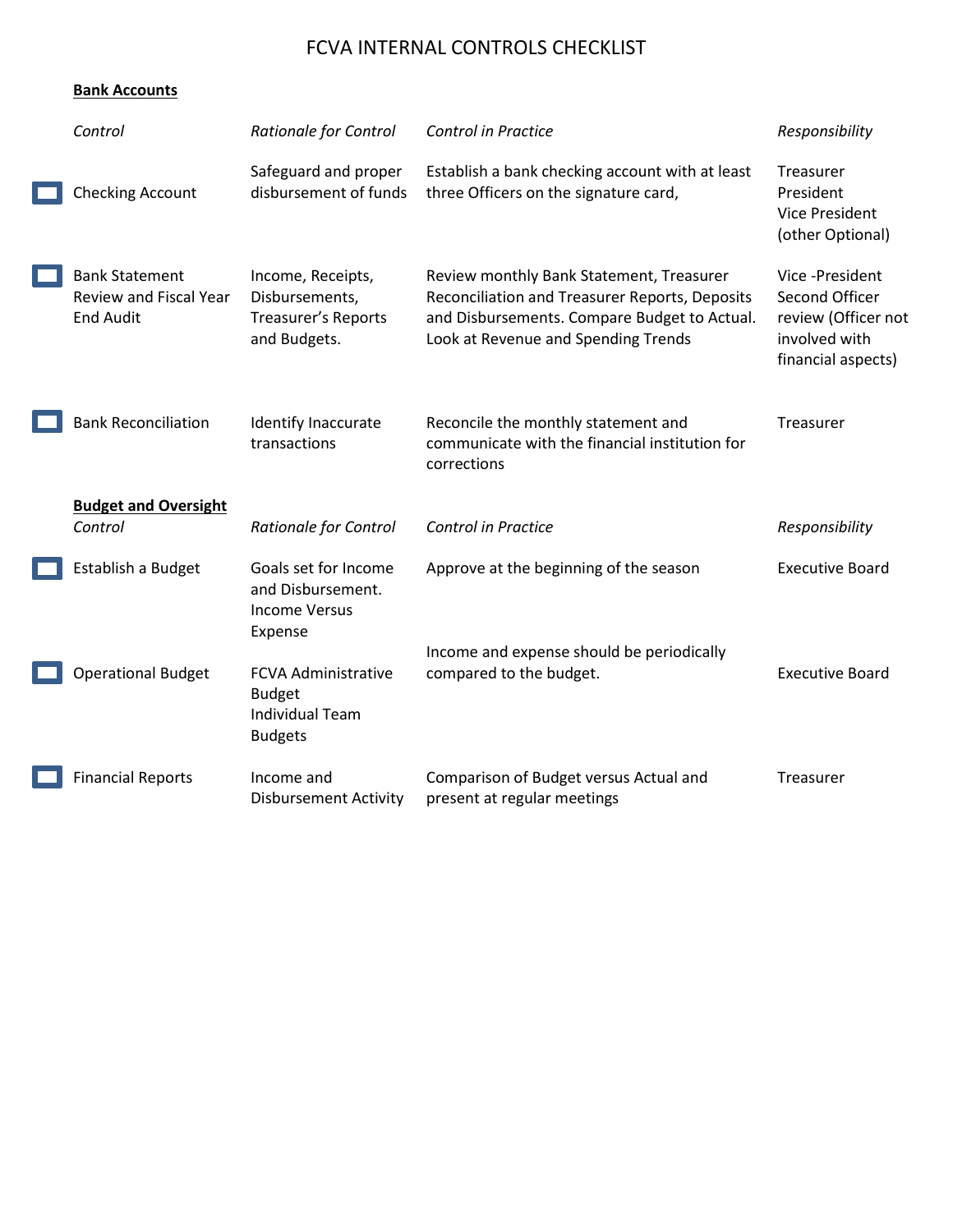# FCVA INTERNAL CONTROLS CHECKLIST

**Bank Accounts**

| | *Control* | *Rationale for Control* | *Control in Practice* | *Responsibility* |
|---|---|---|---|---|
| ☐ | Checking Account | Safeguard and proper disbursement of funds | Establish a bank checking account with at least three Officers on the signature card, | Treasurer<br>President<br>Vice President<br>(other Optional) |
| ☐ | Bank Statement Review and Fiscal Year End Audit | Income, Receipts, Disbursements, Treasurer's Reports and Budgets. | Review monthly Bank Statement, Treasurer Reconciliation and Treasurer Reports, Deposits and Disbursements. Compare Budget to Actual. Look at Revenue and Spending Trends | Vice -President<br>Second Officer review (Officer not involved with financial aspects) |
| ☐ | Bank Reconciliation | Identify Inaccurate transactions | Reconcile the monthly statement and communicate with the financial institution for corrections | Treasurer |

**Budget and Oversight**

| | *Control* | *Rationale for Control* | *Control in Practice* | *Responsibility* |
|---|---|---|---|---|
| ☐ | Establish a Budget | Goals set for Income and Disbursement. Income Versus Expense | Approve at the beginning of the season | Executive Board |
| ☐ | Operational Budget | FCVA Administrative Budget<br>Individual Team Budgets | Income and expense should be periodically compared to the budget. | Executive Board |
| ☐ | Financial Reports | Income and Disbursement Activity | Comparison of Budget versus Actual and present at regular meetings | Treasurer |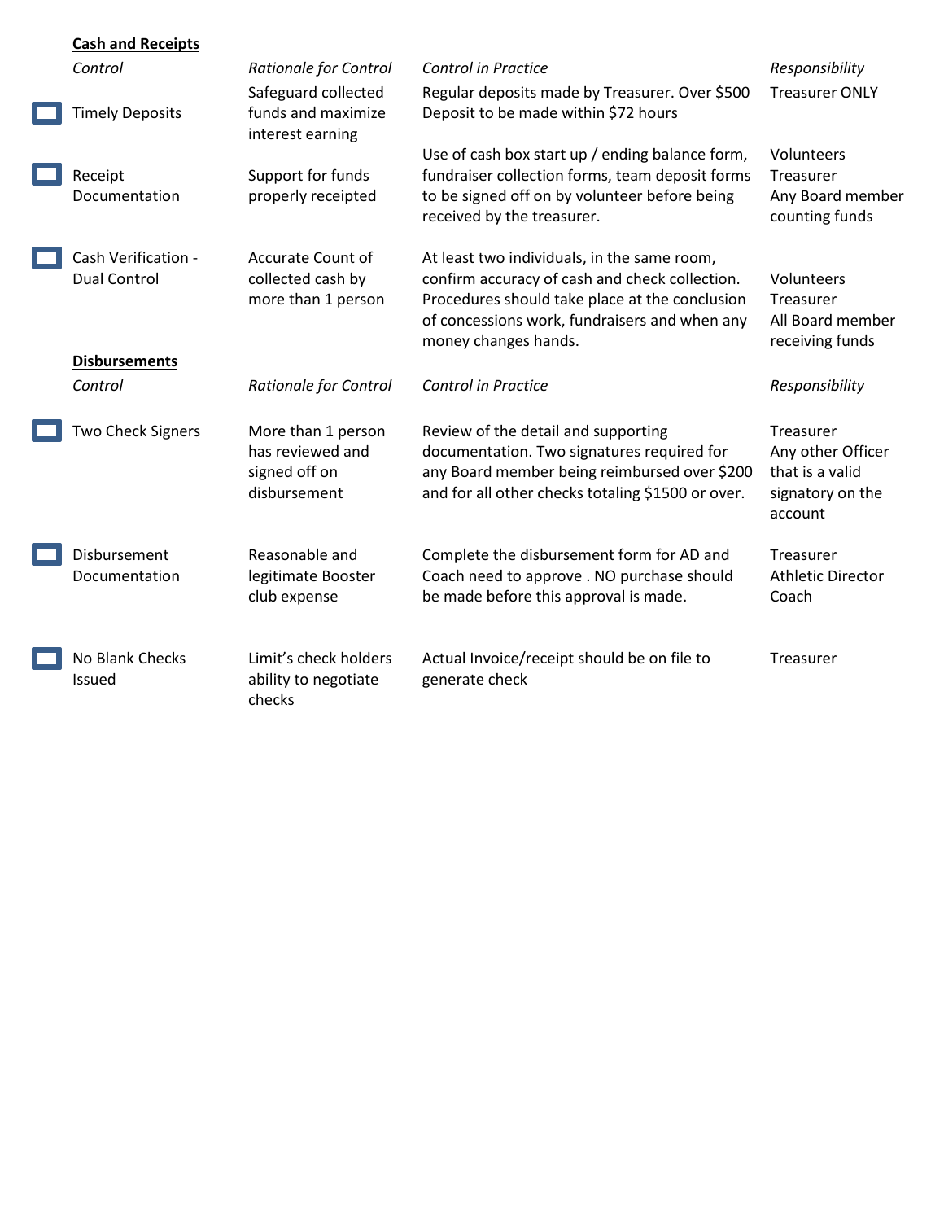**Cash and Receipts**

| | *Control* | *Rationale for Control* | *Control in Practice* | *Responsibility* |
|---|---|---|---|---|
| ☐ | Timely Deposits | Safeguard collected funds and maximize interest earning | Regular deposits made by Treasurer. Over $500 Deposit to be made within $72 hours | Treasurer ONLY |
| ☐ | Receipt Documentation | Support for funds properly receipted | Use of cash box start up / ending balance form, fundraiser collection forms, team deposit forms to be signed off on by volunteer before being received by the treasurer. | Volunteers<br>Treasurer<br>Any Board member counting funds |
| ☐ | Cash Verification - Dual Control | Accurate Count of collected cash by more than 1 person | At least two individuals, in the same room, confirm accuracy of cash and check collection. Procedures should take place at the conclusion of concessions work, fundraisers and when any money changes hands. | Volunteers<br>Treasurer<br>All Board member receiving funds |

**Disbursements**

| | *Control* | *Rationale for Control* | *Control in Practice* | *Responsibility* |
|---|---|---|---|---|
| ☐ | Two Check Signers | More than 1 person has reviewed and signed off on disbursement | Review of the detail and supporting documentation. Two signatures required for any Board member being reimbursed over $200 and for all other checks totaling $1500 or over. | Treasurer<br>Any other Officer that is a valid signatory on the account |
| ☐ | Disbursement Documentation | Reasonable and legitimate Booster club expense | Complete the disbursement form for AD and Coach need to approve . NO purchase should be made before this approval is made. | Treasurer<br>Athletic Director<br>Coach |
| ☐ | No Blank Checks Issued | Limit's check holders ability to negotiate checks | Actual Invoice/receipt should be on file to generate check | Treasurer |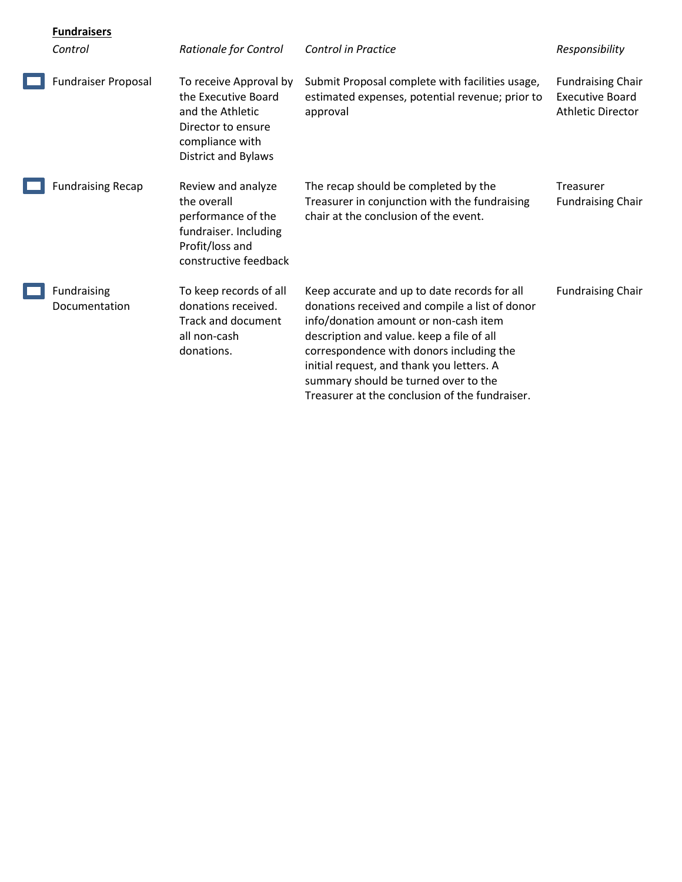**Fundraisers**

| | *Control* | *Rationale for Control* | *Control in Practice* | *Responsibility* |
|---|---|---|---|---|
| ☐ | Fundraiser Proposal | To receive Approval by the Executive Board and the Athletic Director to ensure compliance with District and Bylaws | Submit Proposal complete with facilities usage, estimated expenses, potential revenue; prior to approval | Fundraising Chair<br>Executive Board<br>Athletic Director |
| ☐ | Fundraising Recap | Review and analyze the overall performance of the fundraiser. Including Profit/loss and constructive feedback | The recap should be completed by the Treasurer in conjunction with the fundraising chair at the conclusion of the event. | Treasurer<br>Fundraising Chair |
| ☐ | Fundraising Documentation | To keep records of all donations received. Track and document all non-cash donations. | Keep accurate and up to date records for all donations received and compile a list of donor info/donation amount or non-cash item description and value. keep a file of all correspondence with donors including the initial request, and thank you letters. A summary should be turned over to the Treasurer at the conclusion of the fundraiser. | Fundraising Chair |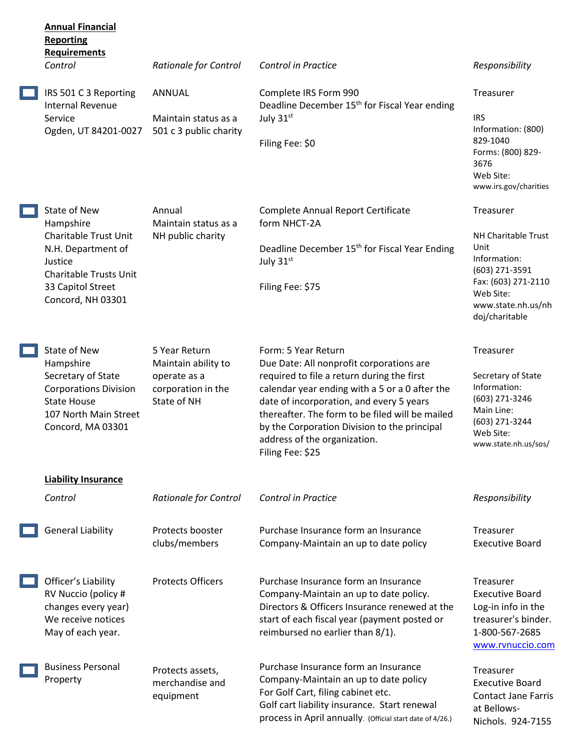## Annual Financial Reporting Requirements

| | Control | Rationale for Control | Control in Practice | Responsibility |
|---|---|---|---|---|
| ☐ | IRS 501 C 3 Reporting<br>Internal Revenue Service<br>Ogden, UT 84201-0027 | ANNUAL<br><br>Maintain status as a 501 c 3 public charity | Complete IRS Form 990<br>Deadline December 15th for Fiscal Year ending July 31st<br><br>Filing Fee: $0 | Treasurer<br><br>IRS<br>Information: (800) 829-1040<br>Forms: (800) 829-3676<br>Web Site: www.irs.gov/charities |
| ☐ | State of New Hampshire<br>Charitable Trust Unit<br>N.H. Department of Justice<br>Charitable Trusts Unit<br>33 Capitol Street<br>Concord, NH 03301 | Annual<br>Maintain status as a NH public charity | Complete Annual Report Certificate form NHCT-2A<br><br>Deadline December 15th for Fiscal Year Ending July 31st<br><br>Filing Fee: $75 | Treasurer<br><br>NH Charitable Trust Unit<br>Information: (603) 271-3591<br>Fax: (603) 271-2110<br>Web Site: www.state.nh.us/nhdoj/charitable |
| ☐ | State of New Hampshire<br>Secretary of State<br>Corporations Division<br>State House<br>107 North Main Street<br>Concord, MA 03301 | 5 Year Return<br>Maintain ability to operate as a corporation in the State of NH | Form: 5 Year Return<br>Due Date: All nonprofit corporations are required to file a return during the first calendar year ending with a 5 or a 0 after the date of incorporation, and every 5 years thereafter. The form to be filed will be mailed by the Corporation Division to the principal address of the organization.<br>Filing Fee: $25 | Treasurer<br><br>Secretary of State<br>Information: (603) 271-3246<br>Main Line: (603) 271-3244<br>Web Site: www.state.nh.us/sos/ |

## Liability Insurance

| | Control | Rationale for Control | Control in Practice | Responsibility |
|---|---|---|---|---|
| ☐ | General Liability | Protects booster clubs/members | Purchase Insurance form an Insurance Company-Maintain an up to date policy | Treasurer<br>Executive Board |
| ☐ | Officer's Liability<br>RV Nuccio (policy # changes every year)<br>We receive notices May of each year. | Protects Officers | Purchase Insurance form an Insurance Company-Maintain an up to date policy.<br>Directors & Officers Insurance renewed at the start of each fiscal year (payment posted or reimbursed no earlier than 8/1). | Treasurer<br>Executive Board<br>Log-in info in the treasurer's binder.<br>1-800-567-2685<br>www.rvnuccio.com |
| ☐ | Business Personal Property | Protects assets, merchandise and equipment | Purchase Insurance form an Insurance Company-Maintain an up to date policy<br>For Golf Cart, filing cabinet etc.<br>Golf cart liability insurance. Start renewal process in April annually. (Official start date of 4/26.) | Treasurer<br>Executive Board<br>Contact Jane Farris at Bellows-Nichols. 924-7155 |